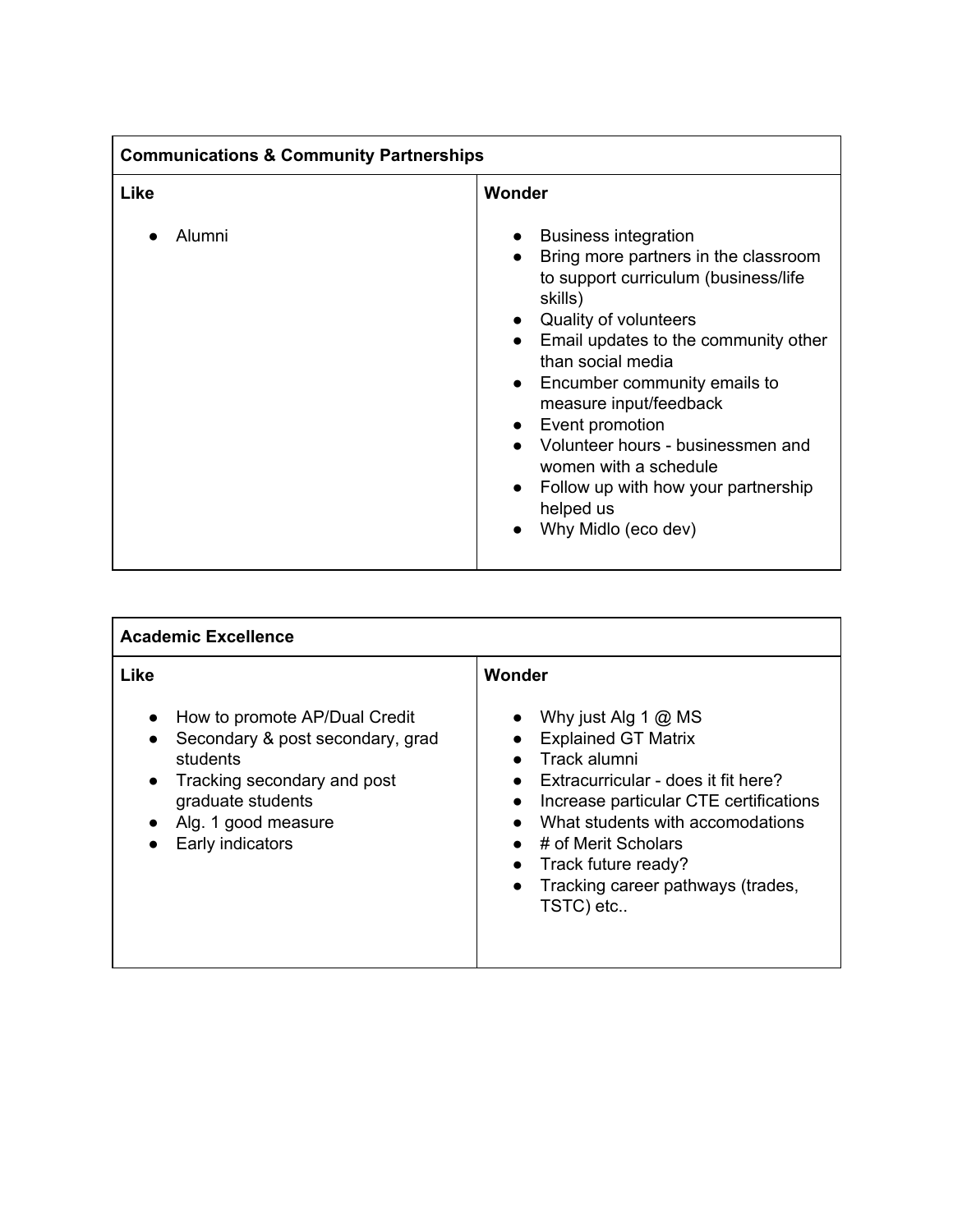| Communications & Community Partnerships | |
| --- | --- |
| **Like** | **Wonder** |
| ● Alumni | ● Business integration<br>● Bring more partners in the classroom to support curriculum (business/life skills)<br>● Quality of volunteers<br>● Email updates to the community other than social media<br>● Encumber community emails to measure input/feedback<br>● Event promotion<br>● Volunteer hours - businessmen and women with a schedule<br>● Follow up with how your partnership helped us<br>● Why Midlo (eco dev) |

| Academic Excellence | |
| --- | --- |
| **Like** | **Wonder** |
| ● How to promote AP/Dual Credit<br>● Secondary & post secondary, grad students<br>● Tracking secondary and post graduate students<br>● Alg. 1 good measure<br>● Early indicators | ● Why just Alg 1 @ MS<br>● Explained GT Matrix<br>● Track alumni<br>● Extracurricular - does it fit here?<br>● Increase particular CTE certifications<br>● What students with accomodations<br>● # of Merit Scholars<br>● Track future ready?<br>● Tracking career pathways (trades, TSTC) etc.. |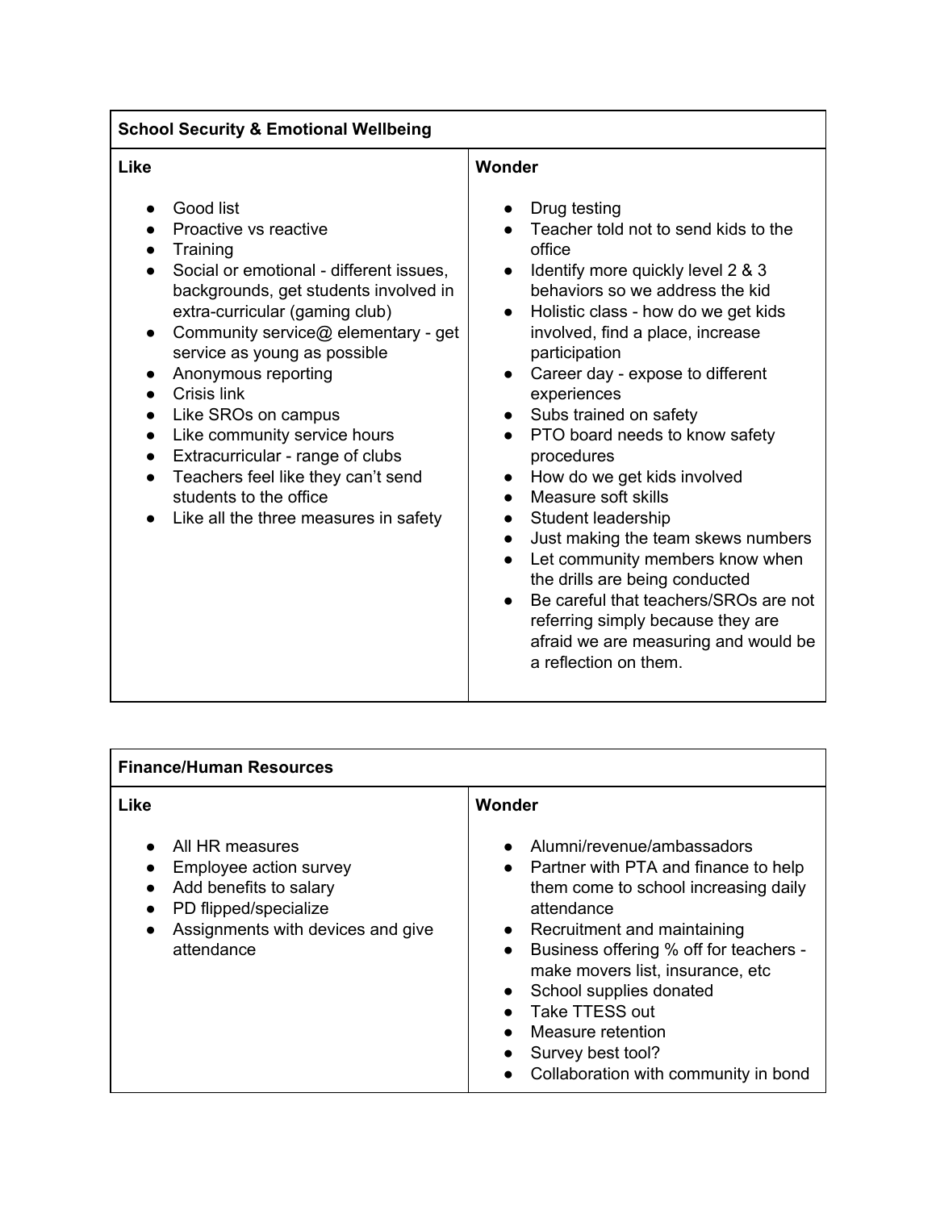| School Security & Emotional Wellbeing | |
| --- | --- |
| **Like**<br><br>• Good list<br>• Proactive vs reactive<br>• Training<br>• Social or emotional - different issues, backgrounds, get students involved in extra-curricular (gaming club)<br>• Community service@ elementary - get service as young as possible<br>• Anonymous reporting<br>• Crisis link<br>• Like SROs on campus<br>• Like community service hours<br>• Extracurricular - range of clubs<br>• Teachers feel like they can't send students to the office<br>• Like all the three measures in safety | **Wonder**<br><br>• Drug testing<br>• Teacher told not to send kids to the office<br>• Identify more quickly level 2 & 3 behaviors so we address the kid<br>• Holistic class - how do we get kids involved, find a place, increase participation<br>• Career day - expose to different experiences<br>• Subs trained on safety<br>• PTO board needs to know safety procedures<br>• How do we get kids involved<br>• Measure soft skills<br>• Student leadership<br>• Just making the team skews numbers<br>• Let community members know when the drills are being conducted<br>• Be careful that teachers/SROs are not referring simply because they are afraid we are measuring and would be a reflection on them. |

| Finance/Human Resources | |
| --- | --- |
| **Like**<br><br>• All HR measures<br>• Employee action survey<br>• Add benefits to salary<br>• PD flipped/specialize<br>• Assignments with devices and give attendance | **Wonder**<br><br>• Alumni/revenue/ambassadors<br>• Partner with PTA and finance to help them come to school increasing daily attendance<br>• Recruitment and maintaining<br>• Business offering % off for teachers - make movers list, insurance, etc<br>• School supplies donated<br>• Take TTESS out<br>• Measure retention<br>• Survey best tool?<br>• Collaboration with community in bond |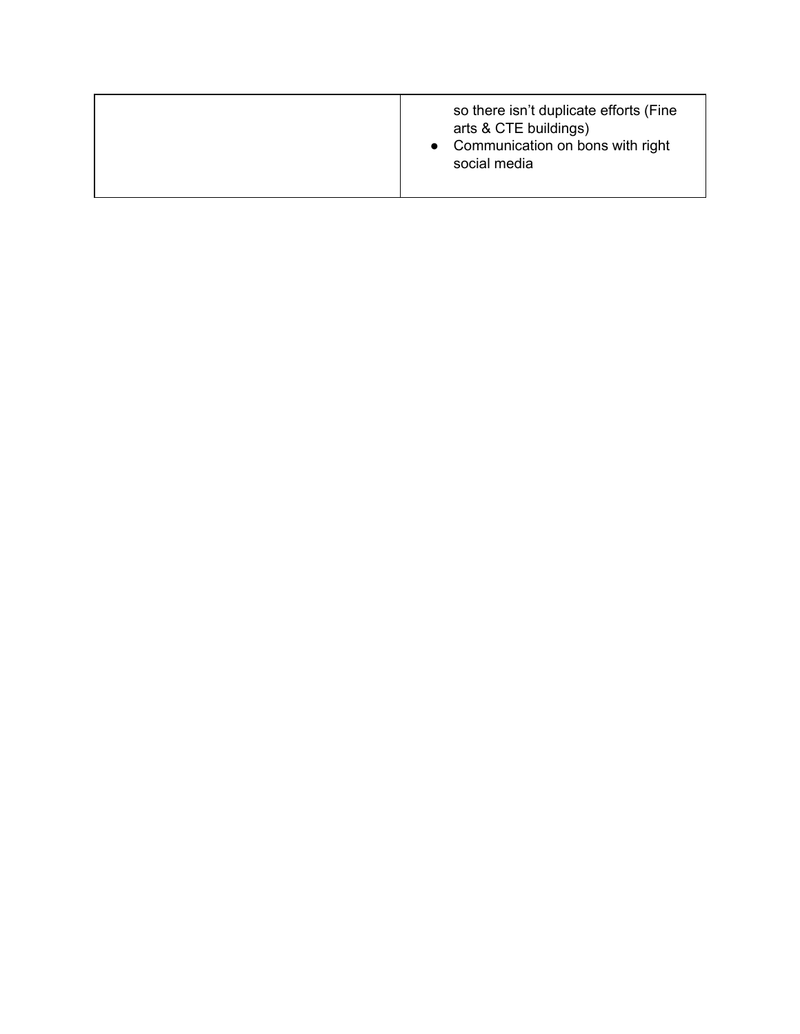| | |
|---|---|
| | so there isn't duplicate efforts (Fine arts & CTE buildings)<br>● Communication on bons with right social media |